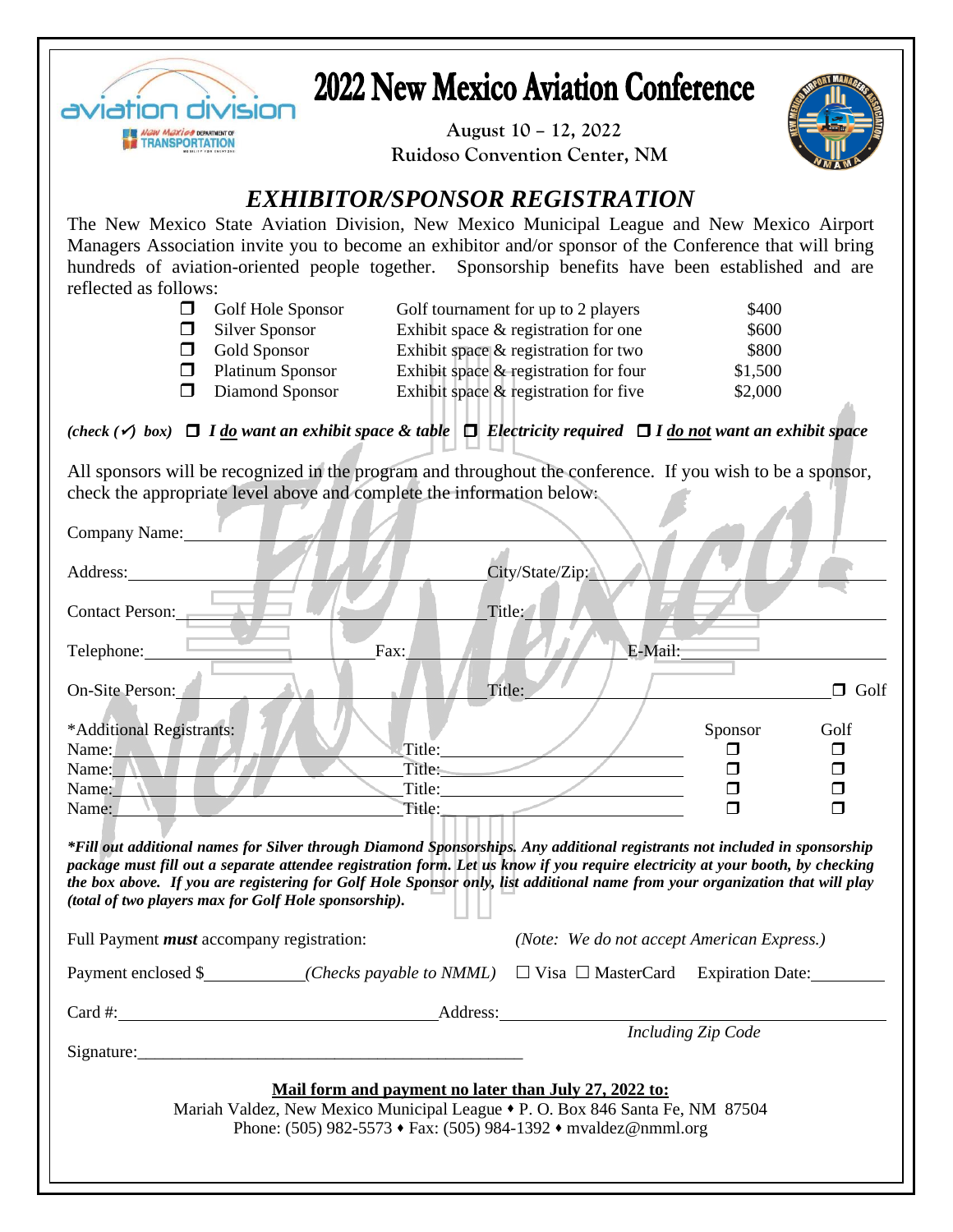# 2022 New Mexico Aviation Conference

August 10 – 12, 2022
Ruidoso Convention Center, NM

## *EXHIBITOR/SPONSOR REGISTRATION*

The New Mexico State Aviation Division, New Mexico Municipal League and New Mexico Airport Managers Association invite you to become an exhibitor and/or sponsor of the Conference that will bring hundreds of aviation-oriented people together. Sponsorship benefits have been established and are reflected as follows:

| | Sponsorship | Benefit | Cost |
|---|---|---|---|
| ❒ | Golf Hole Sponsor | Golf tournament for up to 2 players | $400 |
| ❒ | Silver Sponsor | Exhibit space & registration for one | $600 |
| ❒ | Gold Sponsor | Exhibit space & registration for two | $800 |
| ❒ | Platinum Sponsor | Exhibit space & registration for four | $1,500 |
| ❒ | Diamond Sponsor | Exhibit space & registration for five | $2,000 |

***(check (✓) box)*** ❒ ***I do want an exhibit space & table*** ❒ ***Electricity required*** ❒ ***I do not want an exhibit space***

All sponsors will be recognized in the program and throughout the conference. If you wish to be a sponsor, check the appropriate level above and complete the information below:

Company Name: ____________________

Address: ____________________ City/State/Zip: ____________________

Contact Person: ____________________ Title: ____________________

Telephone: ____________ Fax: ____________ E-Mail: ____________

On-Site Person: ____________________ Title: ____________________ ❒ Golf

| *Additional Registrants: | | Sponsor | Golf |
|---|---|---|---|
| Name: | Title: | ❒ | ❒ |
| Name: | Title: | ❒ | ❒ |
| Name: | Title: | ❒ | ❒ |
| Name: | Title: | ❒ | ❒ |

***\*Fill out additional names for Silver through Diamond Sponsorships. Any additional registrants not included in sponsorship package must fill out a separate attendee registration form. Let us know if you require electricity at your booth, by checking the box above. If you are registering for Golf Hole Sponsor only, list additional name from your organization that will play (total of two players max for Golf Hole sponsorship).***

Full Payment ***must*** accompany registration: *(Note: We do not accept American Express.)*

Payment enclosed $__________ *(Checks payable to NMML)* ☐ Visa ☐ MasterCard Expiration Date: ________

Card #: ____________________ Address: ____________________
*Including Zip Code*

Signature: ____________________

**Mail form and payment no later than July 27, 2022 to:**

Mariah Valdez, New Mexico Municipal League ♦ P. O. Box 846 Santa Fe, NM 87504
Phone: (505) 982-5573 ♦ Fax: (505) 984-1392 ♦ mvaldez@nmml.org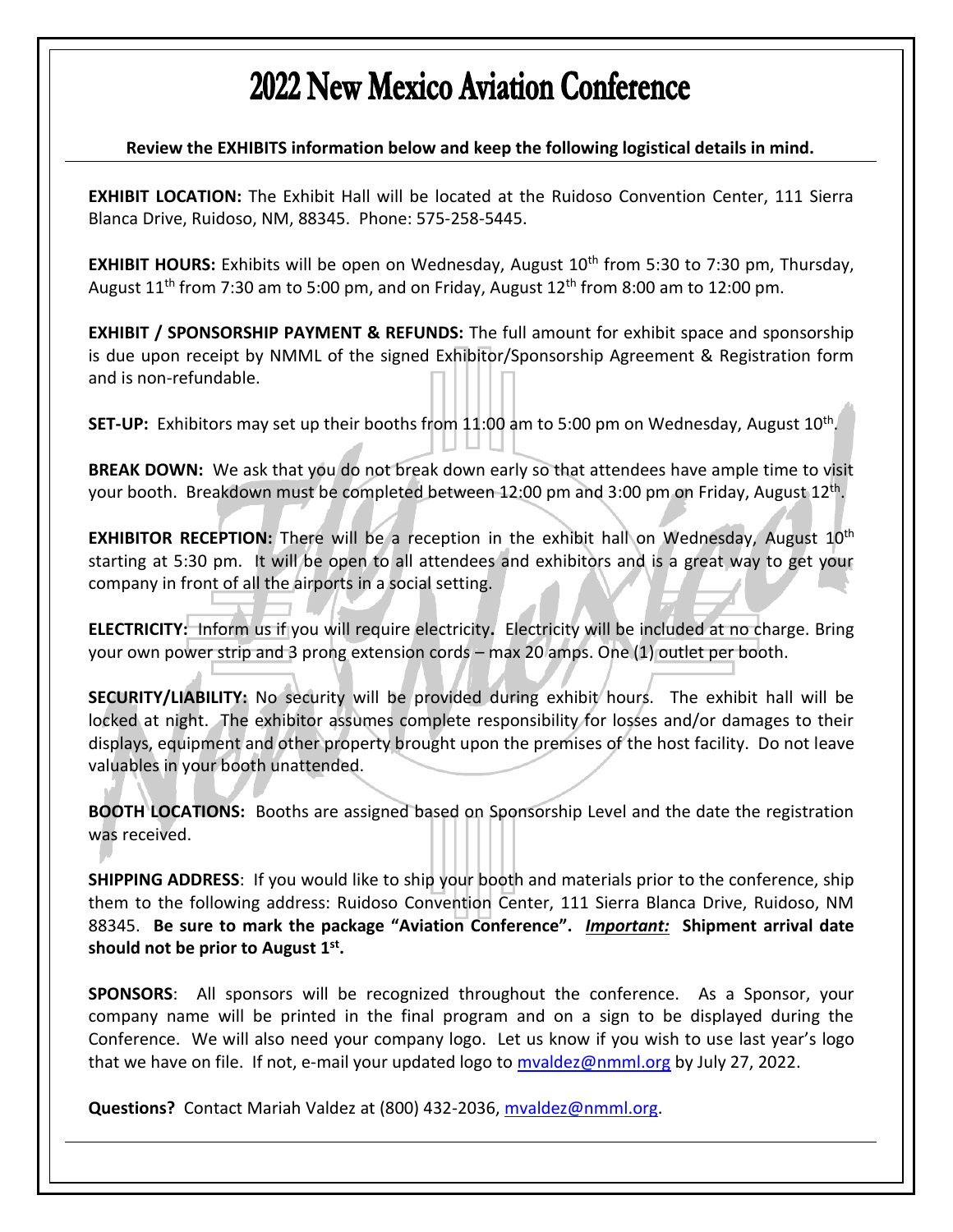# 2022 New Mexico Aviation Conference

**Review the EXHIBITS information below and keep the following logistical details in mind.**

**EXHIBIT LOCATION:** The Exhibit Hall will be located at the Ruidoso Convention Center, 111 Sierra Blanca Drive, Ruidoso, NM, 88345. Phone: 575-258-5445.

**EXHIBIT HOURS:** Exhibits will be open on Wednesday, August 10th from 5:30 to 7:30 pm, Thursday, August 11th from 7:30 am to 5:00 pm, and on Friday, August 12th from 8:00 am to 12:00 pm.

**EXHIBIT / SPONSORSHIP PAYMENT & REFUNDS:** The full amount for exhibit space and sponsorship is due upon receipt by NMML of the signed Exhibitor/Sponsorship Agreement & Registration form and is non-refundable.

**SET-UP:** Exhibitors may set up their booths from 11:00 am to 5:00 pm on Wednesday, August 10th.

**BREAK DOWN:** We ask that you do not break down early so that attendees have ample time to visit your booth. Breakdown must be completed between 12:00 pm and 3:00 pm on Friday, August 12th.

**EXHIBITOR RECEPTION:** There will be a reception in the exhibit hall on Wednesday, August 10th starting at 5:30 pm. It will be open to all attendees and exhibitors and is a great way to get your company in front of all the airports in a social setting.

**ELECTRICITY:** Inform us if you will require electricity**.** Electricity will be included at no charge. Bring your own power strip and 3 prong extension cords – max 20 amps. One (1) outlet per booth.

**SECURITY/LIABILITY:** No security will be provided during exhibit hours. The exhibit hall will be locked at night. The exhibitor assumes complete responsibility for losses and/or damages to their displays, equipment and other property brought upon the premises of the host facility. Do not leave valuables in your booth unattended.

**BOOTH LOCATIONS:** Booths are assigned based on Sponsorship Level and the date the registration was received.

**SHIPPING ADDRESS**: If you would like to ship your booth and materials prior to the conference, ship them to the following address: Ruidoso Convention Center, 111 Sierra Blanca Drive, Ruidoso, NM 88345. **Be sure to mark the package "Aviation Conference".** ***Important:*** **Shipment arrival date should not be prior to August 1st.**

**SPONSORS**: All sponsors will be recognized throughout the conference. As a Sponsor, your company name will be printed in the final program and on a sign to be displayed during the Conference. We will also need your company logo. Let us know if you wish to use last year's logo that we have on file. If not, e-mail your updated logo to mvaldez@nmml.org by July 27, 2022.

**Questions?** Contact Mariah Valdez at (800) 432-2036, mvaldez@nmml.org.